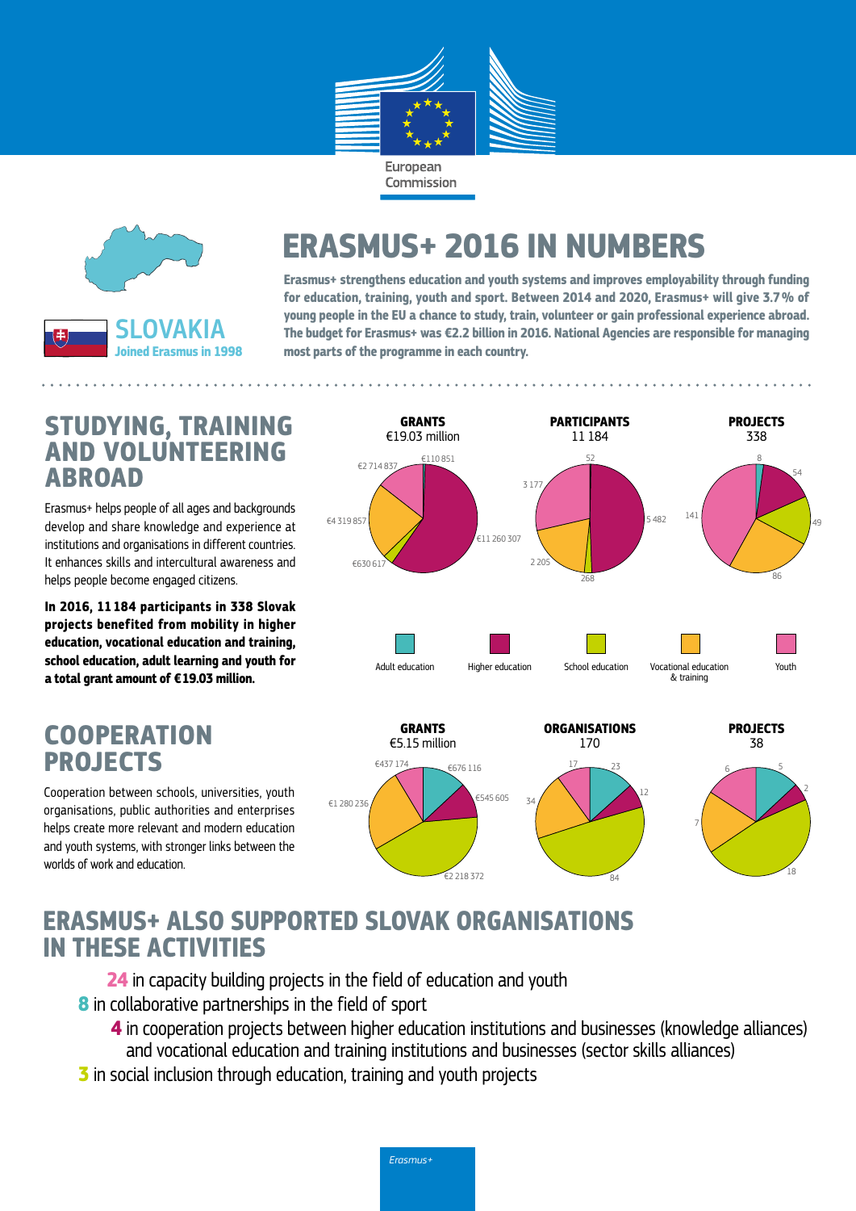European Commission

# ERASMUS+ 2016 IN NUMBERS

**SLOVAKIA**
Joined Erasmus in 1998

**Erasmus+ strengthens education and youth systems and improves employability through funding for education, training, youth and sport. Between 2014 and 2020, Erasmus+ will give 3.7% of young people in the EU a chance to study, train, volunteer or gain professional experience abroad. The budget for Erasmus+ was €2.2 billion in 2016. National Agencies are responsible for managing most parts of the programme in each country.**

## STUDYING, TRAINING AND VOLUNTEERING ABROAD

Erasmus+ helps people of all ages and backgrounds develop and share knowledge and experience at institutions and organisations in different countries. It enhances skills and intercultural awareness and helps people become engaged citizens.

**In 2016, 11 184 participants in 338 Slovak projects benefited from mobility in higher education, vocational education and training, school education, adult learning and youth for a total grant amount of €19.03 million.**

| | GRANTS €19.03 million | PARTICIPANTS 11 184 | PROJECTS 338 |
|---|---|---|---|
| Adult education | €110 851 | 52 | 8 |
| Higher education | €11 260 307 | 5 482 | 54 |
| School education | €630 617 | 268 | 49 |
| Vocational education & training | €4 319 857 | 2 205 | 86 |
| Youth | €2 714 837 | 3 177 | 141 |

## COOPERATION PROJECTS

Cooperation between schools, universities, youth organisations, public authorities and enterprises helps create more relevant and modern education and youth systems, with stronger links between the worlds of work and education.

| | GRANTS €5.15 million | ORGANISATIONS 170 | PROJECTS 38 |
|---|---|---|---|
| Adult education | €676 116 | 23 | 5 |
| Higher education | €545 605 | 12 | 2 |
| School education | €2 218 372 | 84 | 18 |
| Vocational education & training | €1 280 236 | 34 | 7 |
| Youth | €437 174 | 17 | 6 |

## ERASMUS+ ALSO SUPPORTED SLOVAK ORGANISATIONS IN THESE ACTIVITIES

**24** in capacity building projects in the field of education and youth

**8** in collaborative partnerships in the field of sport

**4** in cooperation projects between higher education institutions and businesses (knowledge alliances) and vocational education and training institutions and businesses (sector skills alliances)

**3** in social inclusion through education, training and youth projects

*Erasmus+*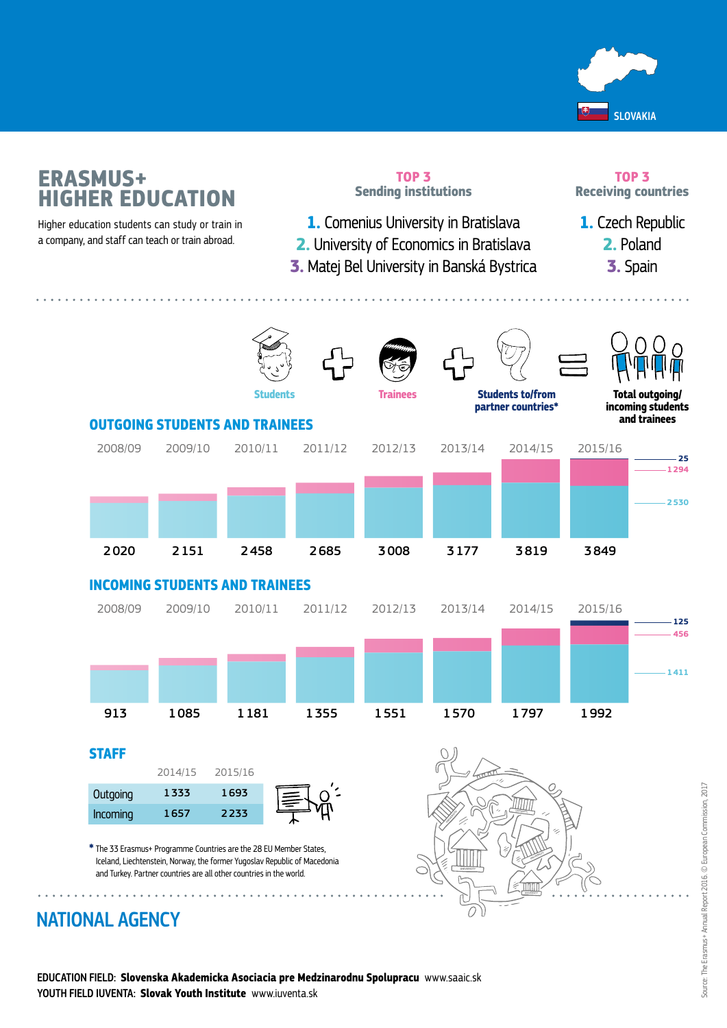SLOVAKIA

# ERASMUS+ HIGHER EDUCATION

Higher education students can study or train in a company, and staff can teach or train abroad.

**TOP 3**
**Sending institutions**

1. Comenius University in Bratislava
2. University of Economics in Bratislava
3. Matej Bel University in Banská Bystrica

**TOP 3**
**Receiving countries**

1. Czech Republic
2. Poland
3. Spain

Students + Trainees + Students to/from partner countries* = Total outgoing/incoming students and trainees

## OUTGOING STUDENTS AND TRAINEES

2008/09 2009/10 2010/11 2011/12 2012/13 2013/14 2014/15 2015/16

2020 2151 2458 2685 3008 3177 3819 3849

25
1294
2530

## INCOMING STUDENTS AND TRAINEES

2008/09 2009/10 2010/11 2011/12 2012/13 2013/14 2014/15 2015/16

913 1085 1181 1355 1551 1570 1797 1992

125
456
1411

## STAFF

| | 2014/15 | 2015/16 |
|---|---|---|
| Outgoing | 1333 | 1693 |
| Incoming | 1657 | 2233 |

* The 33 Erasmus+ Programme Countries are the 28 EU Member States, Iceland, Liechtenstein, Norway, the former Yugoslav Republic of Macedonia and Turkey. Partner countries are all other countries in the world.

# NATIONAL AGENCY

EDUCATION FIELD: **Slovenska Akademicka Asociacia pre Medzinarodnu Spolupracu** www.saaic.sk
YOUTH FIELD IUVENTA: **Slovak Youth Institute** www.iuventa.sk

Source: The Erasmus+ Annual Report 2016. © European Commission, 2017